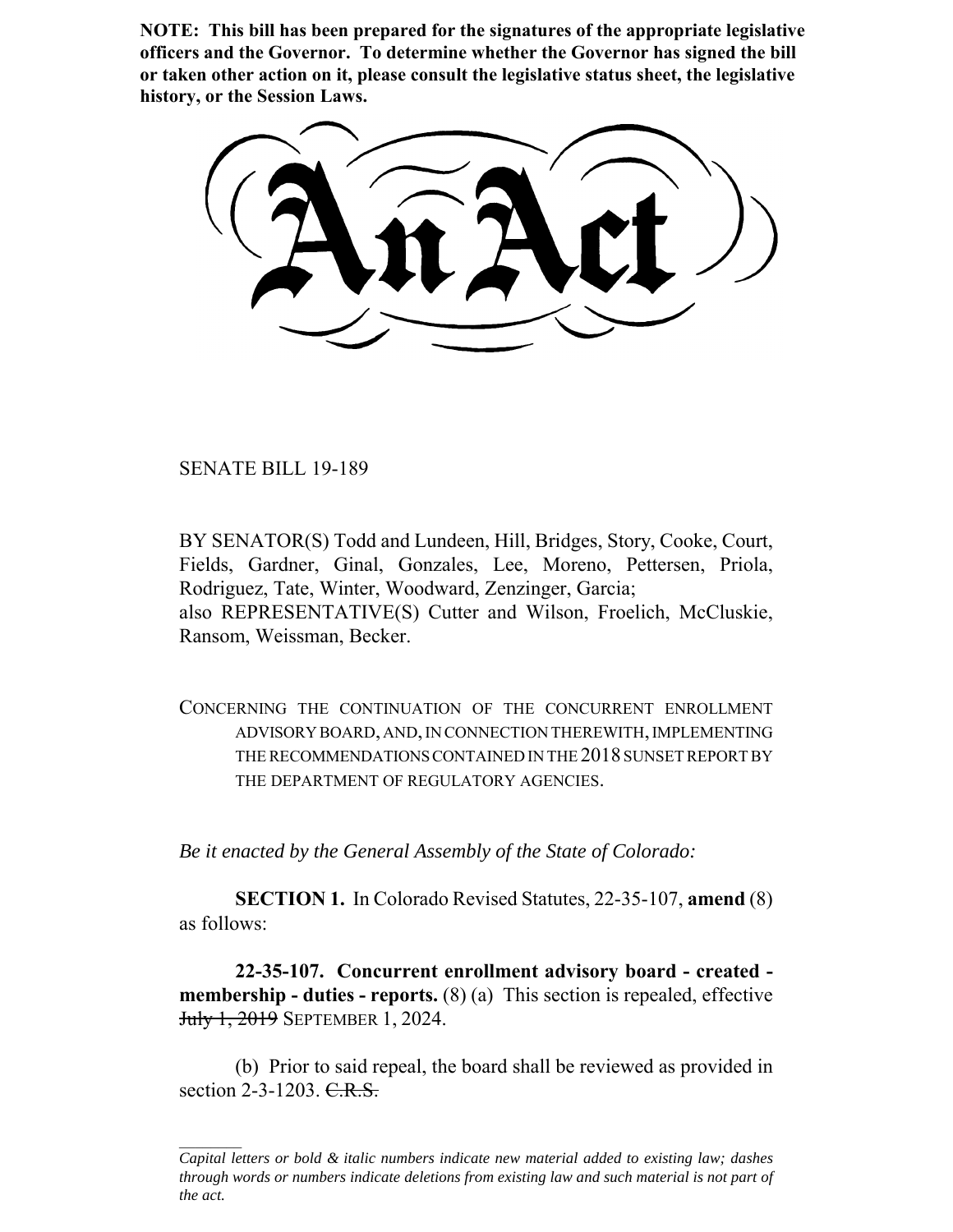**NOTE: This bill has been prepared for the signatures of the appropriate legislative officers and the Governor. To determine whether the Governor has signed the bill or taken other action on it, please consult the legislative status sheet, the legislative history, or the Session Laws.**

# An Act

SENATE BILL 19-189

BY SENATOR(S) Todd and Lundeen, Hill, Bridges, Story, Cooke, Court, Fields, Gardner, Ginal, Gonzales, Lee, Moreno, Pettersen, Priola, Rodriguez, Tate, Winter, Woodward, Zenzinger, Garcia;
also REPRESENTATIVE(S) Cutter and Wilson, Froelich, McCluskie, Ransom, Weissman, Becker.

CONCERNING THE CONTINUATION OF THE CONCURRENT ENROLLMENT ADVISORY BOARD, AND, IN CONNECTION THEREWITH, IMPLEMENTING THE RECOMMENDATIONS CONTAINED IN THE 2018 SUNSET REPORT BY THE DEPARTMENT OF REGULATORY AGENCIES.

*Be it enacted by the General Assembly of the State of Colorado:*

**SECTION 1.** In Colorado Revised Statutes, 22-35-107, **amend** (8) as follows:

**22-35-107. Concurrent enrollment advisory board - created - membership - duties - reports.** (8) (a) This section is repealed, effective ~~July 1, 2019~~ SEPTEMBER 1, 2024.

(b) Prior to said repeal, the board shall be reviewed as provided in section 2-3-1203. ~~C.R.S.~~

---

*Capital letters or bold & italic numbers indicate new material added to existing law; dashes through words or numbers indicate deletions from existing law and such material is not part of the act.*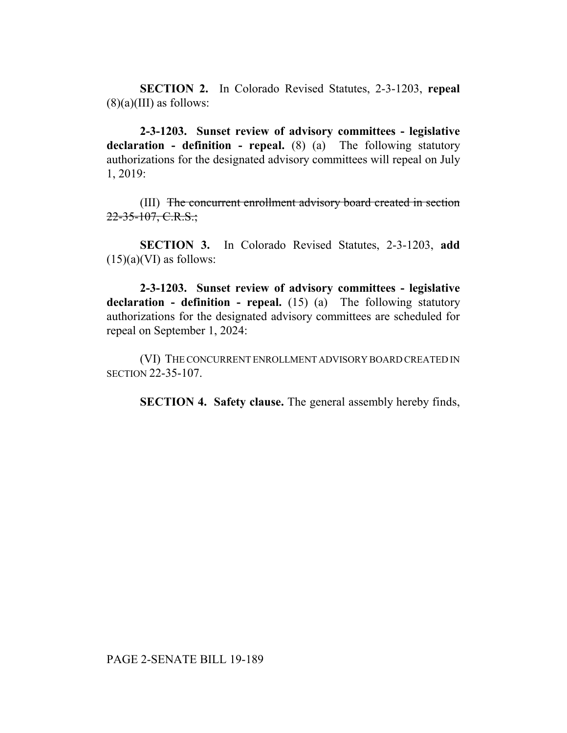**SECTION 2.** In Colorado Revised Statutes, 2-3-1203, **repeal** (8)(a)(III) as follows:

**2-3-1203. Sunset review of advisory committees - legislative declaration - definition - repeal.** (8) (a) The following statutory authorizations for the designated advisory committees will repeal on July 1, 2019:

(III) ~~The concurrent enrollment advisory board created in section 22-35-107, C.R.S.;~~

**SECTION 3.** In Colorado Revised Statutes, 2-3-1203, **add** (15)(a)(VI) as follows:

**2-3-1203. Sunset review of advisory committees - legislative declaration - definition - repeal.** (15) (a) The following statutory authorizations for the designated advisory committees are scheduled for repeal on September 1, 2024:

(VI) THE CONCURRENT ENROLLMENT ADVISORY BOARD CREATED IN SECTION 22-35-107.

**SECTION 4. Safety clause.** The general assembly hereby finds,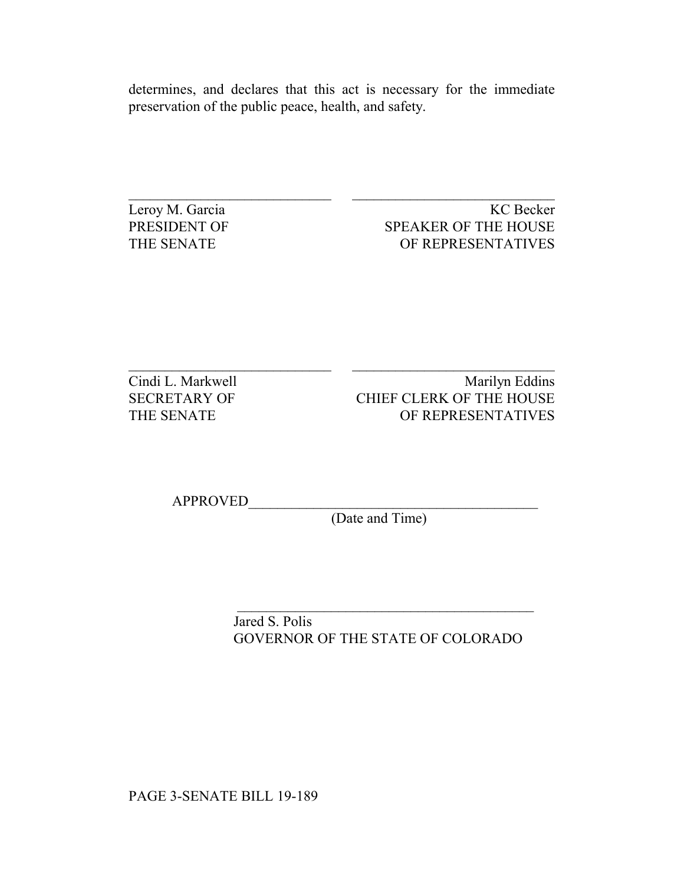determines, and declares that this act is necessary for the immediate preservation of the public peace, health, and safety.

____________________________ ____________________________
Leroy M. Garcia KC Becker
PRESIDENT OF SPEAKER OF THE HOUSE
THE SENATE OF REPRESENTATIVES

____________________________ ____________________________
Cindi L. Markwell Marilyn Eddins
SECRETARY OF CHIEF CLERK OF THE HOUSE
THE SENATE OF REPRESENTATIVES

APPROVED________________________________________
(Date and Time)

_________________________________________
Jared S. Polis
GOVERNOR OF THE STATE OF COLORADO

PAGE 3-SENATE BILL 19-189